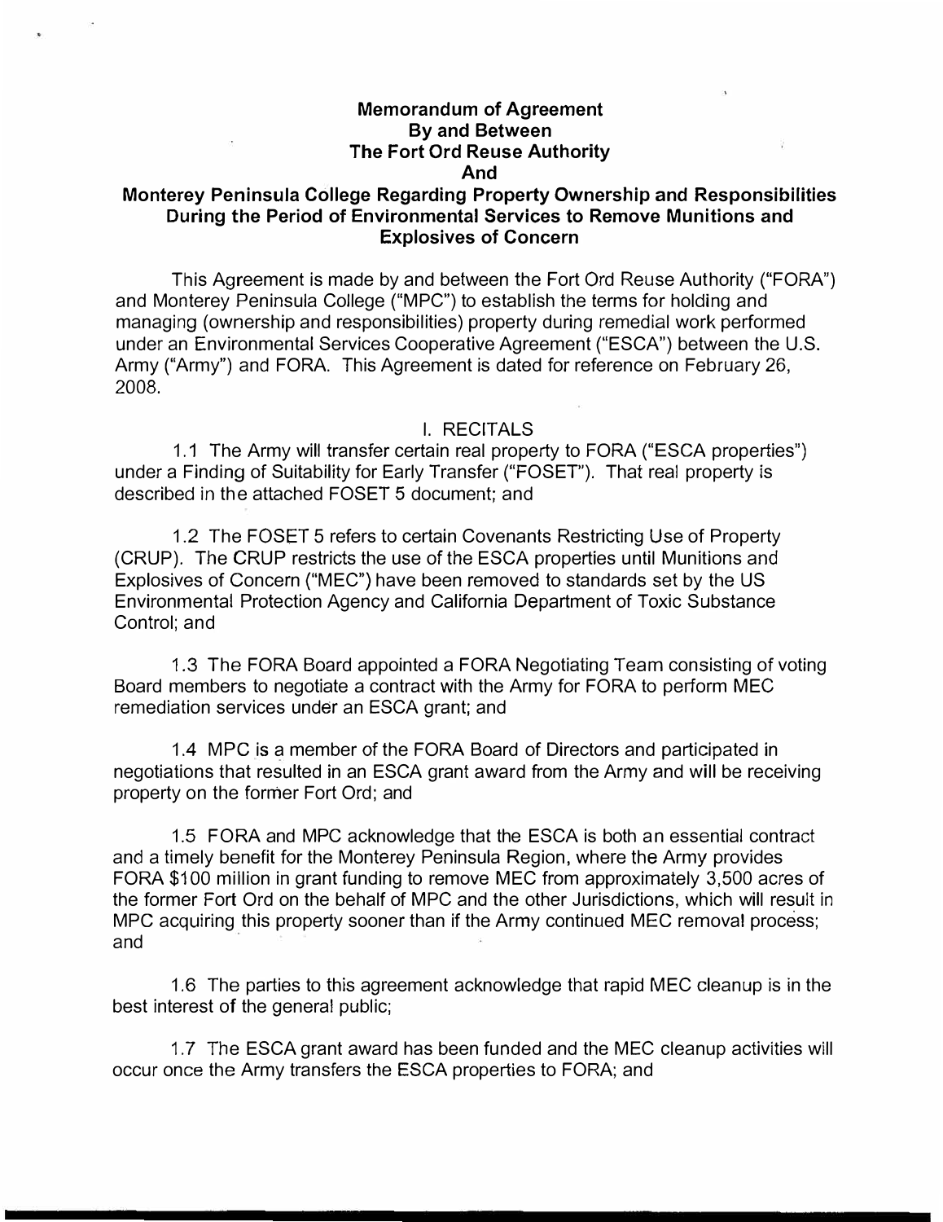# Memorandum of Agreement By and Between The Fort Ord Reuse Authority And Monterey Peninsula College Regarding Property Ownership and Responsibilities During the Period of Environmental Services to Remove Munitions and Explosives of Concern

This Agreement is made by and between the Fort Ord Reuse Authority ("FORA") and Monterey Peninsula College ("MPC") to establish the terms for holding and managing (ownership and responsibilities) property during remedial work performed under an Environmental Services Cooperative Agreement ("ESCA") between the U.S. Army ("Army") and FORA. This Agreement is dated for reference on February 26, 2008.

## I. RECITALS

1.1 The Army will transfer certain real property to FORA ("ESCA properties") under a Finding of Suitability for Early Transfer ("FOSET"). That real property is described in the attached FOSET 5 document; and

1.2 The FOSET 5 refers to certain Covenants Restricting Use of Property (CRUP). The CRUP restricts the use of the ESCA properties until Munitions and Explosives of Concern ("MEC") have been removed to standards set by the US Environmental Protection Agency and California Department of Toxic Substance Control; and

1.3 The FORA Board appointed a FORA Negotiating Team consisting of voting Board members to negotiate a contract with the Army for FORA to perform MEC remediation services under an ESCA grant; and

1.4 MPC is a member of the FORA Board of Directors and participated in negotiations that resulted in an ESCA grant award from the Army and will be receiving property on the former Fort Ord; and

1.5 FORA and MPC acknowledge that the ESCA is both an essential contract and a timely benefit for the Monterey Peninsula Region, where the Army provides FORA $100 million in grant funding to remove MEC from approximately 3,500 acres of the former Fort Ord on the behalf of MPC and the other Jurisdictions, which will result in MPC acquiring this property sooner than if the Army continued MEC removal process; and

1.6 The parties to this agreement acknowledge that rapid MEC cleanup is in the best interest of the general public;

1.7 The ESCA grant award has been funded and the MEC cleanup activities will occur once the Army transfers the ESCA properties to FORA; and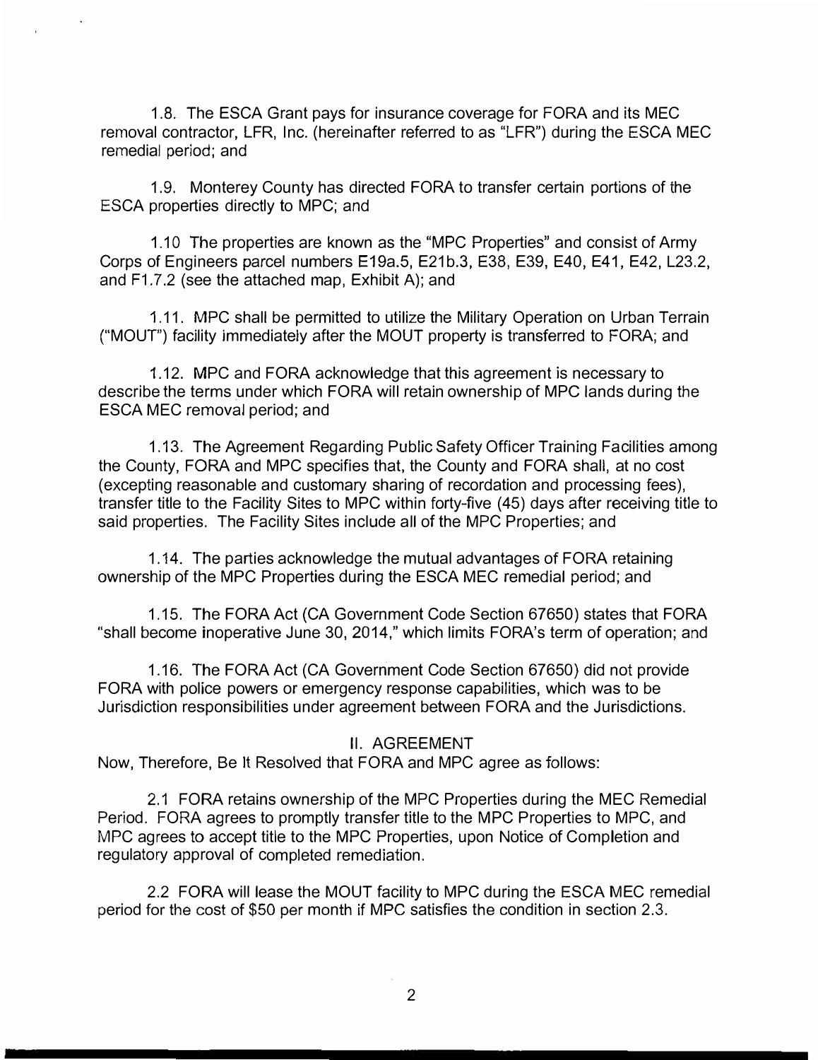1.8. The ESCA Grant pays for insurance coverage for FORA and its MEC removal contractor, LFR, Inc. (hereinafter referred to as "LFR") during the ESCA MEC remedial period; and

1.9. Monterey County has directed FORA to transfer certain portions of the ESCA properties directly to MPC; and

1.10 The properties are known as the "MPC Properties" and consist of Army Corps of Engineers parcel numbers E19a.5, E21b.3, E38, E39, E40, E41, E42, L23.2, and F1.7.2 (see the attached map, Exhibit A); and

1.11. MPC shall be permitted to utilize the Military Operation on Urban Terrain ("MOUT") facility immediately after the MOUT property is transferred to FORA; and

1.12. MPC and FORA acknowledge that this agreement is necessary to describe the terms under which FORA will retain ownership of MPC lands during the ESCA MEC removal period; and

1.13. The Agreement Regarding Public Safety Officer Training Facilities among the County, FORA and MPC specifies that, the County and FORA shall, at no cost (excepting reasonable and customary sharing of recordation and processing fees), transfer title to the Facility Sites to MPC within forty-five (45) days after receiving title to said properties. The Facility Sites include all of the MPC Properties; and

1.14. The parties acknowledge the mutual advantages of FORA retaining ownership of the MPC Properties during the ESCA MEC remedial period; and

1.15. The FORA Act (CA Government Code Section 67650) states that FORA "shall become inoperative June 30, 2014," which limits FORA's term of operation; and

1.16. The FORA Act (CA Government Code Section 67650) did not provide FORA with police powers or emergency response capabilities, which was to be Jurisdiction responsibilities under agreement between FORA and the Jurisdictions.

## II. AGREEMENT

Now, Therefore, Be It Resolved that FORA and MPC agree as follows:

2.1 FORA retains ownership of the MPC Properties during the MEC Remedial Period. FORA agrees to promptly transfer title to the MPC Properties to MPC, and MPC agrees to accept title to the MPC Properties, upon Notice of Completion and regulatory approval of completed remediation.

2.2 FORA will lease the MOUT facility to MPC during the ESCA MEC remedial period for the cost of $50 per month if MPC satisfies the condition in section 2.3.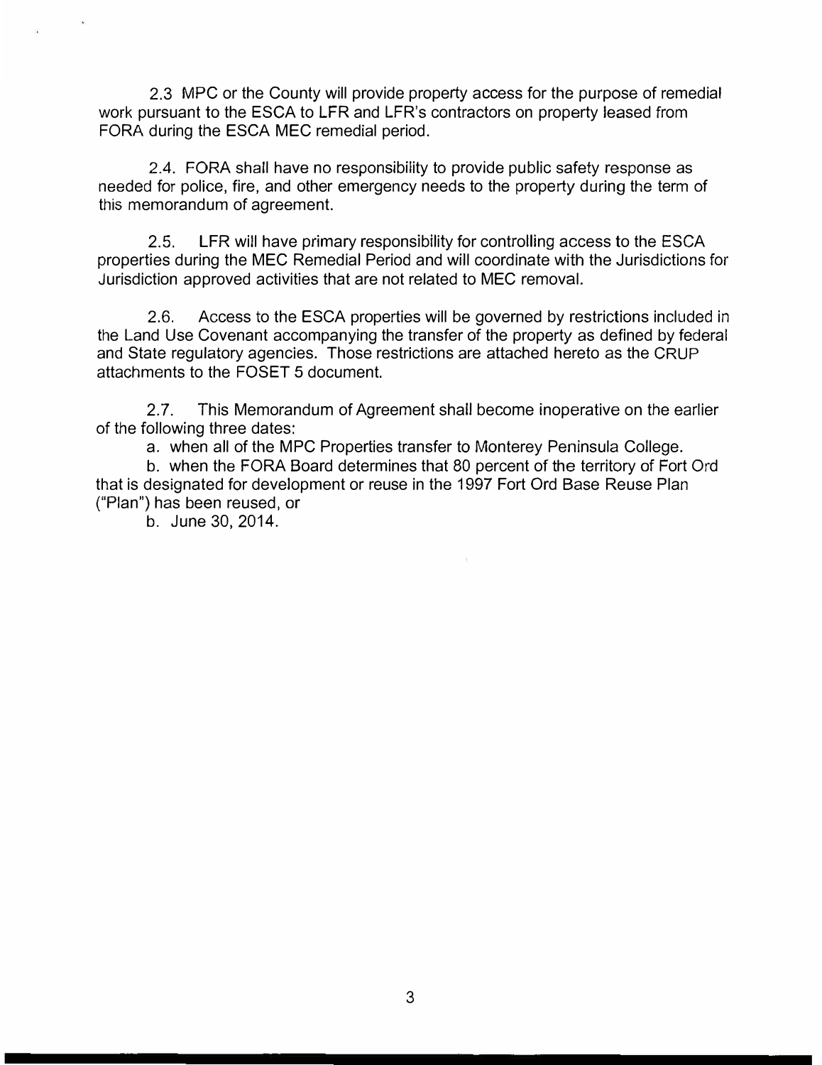2.3 MPC or the County will provide property access for the purpose of remedial work pursuant to the ESCA to LFR and LFR's contractors on property leased from FORA during the ESCA MEC remedial period.

2.4. FORA shall have no responsibility to provide public safety response as needed for police, fire, and other emergency needs to the property during the term of this memorandum of agreement.

2.5. LFR will have primary responsibility for controlling access to the ESCA properties during the MEC Remedial Period and will coordinate with the Jurisdictions for Jurisdiction approved activities that are not related to MEC removal.

2.6. Access to the ESCA properties will be governed by restrictions included in the Land Use Covenant accompanying the transfer of the property as defined by federal and State regulatory agencies. Those restrictions are attached hereto as the CRUP attachments to the FOSET 5 document.

2.7. This Memorandum of Agreement shall become inoperative on the earlier of the following three dates:

a. when all of the MPC Properties transfer to Monterey Peninsula College.

b. when the FORA Board determines that 80 percent of the territory of Fort Ord that is designated for development or reuse in the 1997 Fort Ord Base Reuse Plan ("Plan") has been reused, or

b. June 30, 2014.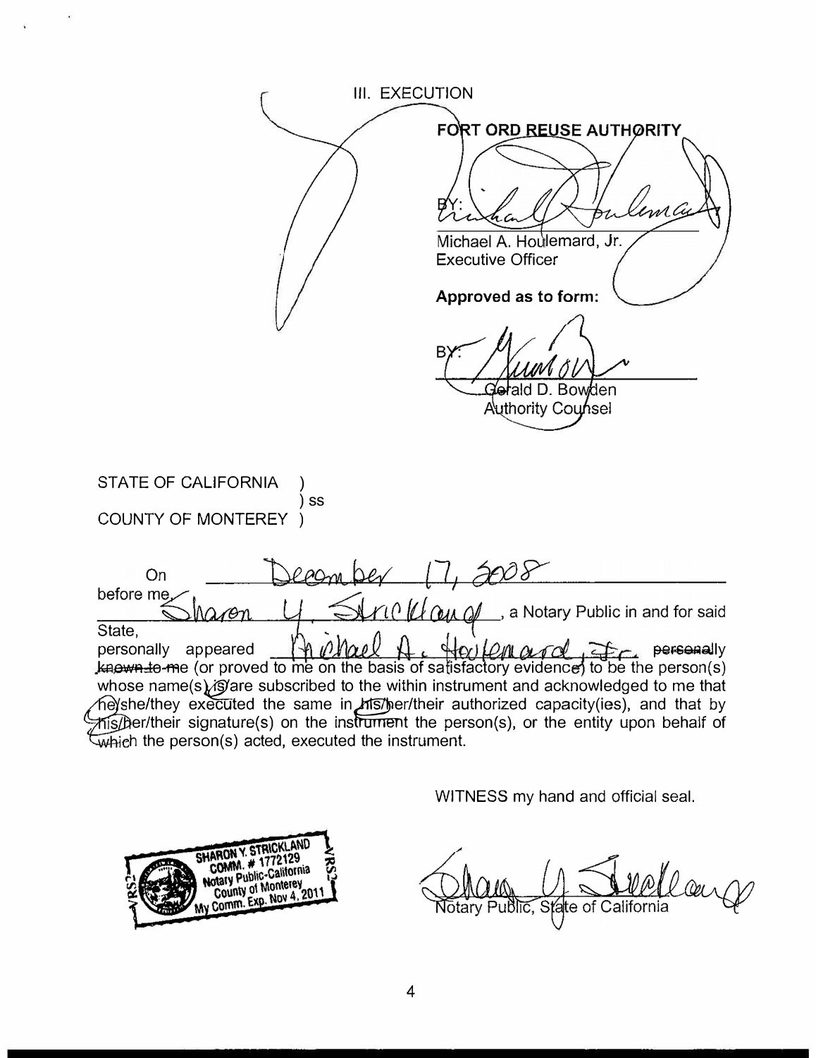## III. EXECUTION

**FORT ORD REUSE AUTHORITY**

BY: _______________________
Michael A. Houlemard, Jr.
Executive Officer

**Approved as to form:**

BY: _______________________
Gerald D. Bowden
Authority Counsel

STATE OF CALIFORNIA )
) ss
COUNTY OF MONTEREY )

On December 17, 2008 before me, Sharon Y. Strickland, a Notary Public in and for said State, personally appeared Michael A. Houlemard, Jr. ~~personally known to me~~ (or proved to me on the basis of satisfactory evidence) to be the person(s) whose name(s) is/are subscribed to the within instrument and acknowledged to me that he/she/they executed the same in his/her/their authorized capacity(ies), and that by his/her/their signature(s) on the instrument the person(s), or the entity upon behalf of which the person(s) acted, executed the instrument.

WITNESS my hand and official seal.

SHARON Y. STRICKLAND
COMM. # 1772129
Notary Public-California
County of Monterey
My Comm. Exp. Nov 4, 2011

_______________________
Notary Public, State of California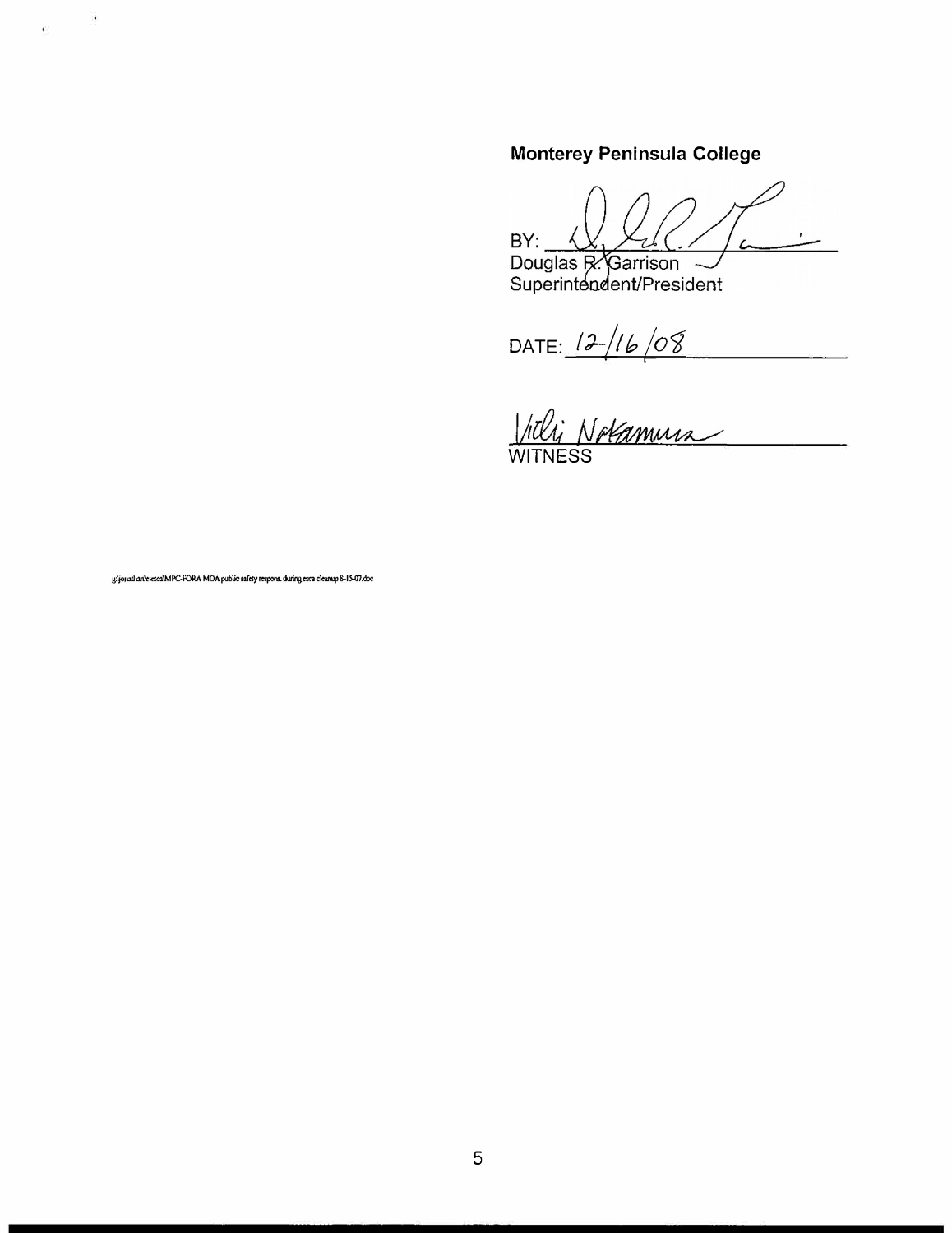**Monterey Peninsula College**

BY: ______________________________
Douglas R. Garrison
Superintendent/President

DATE: 12/16/08

Vicki Nakamura
WITNESS

g:\jonathan\eesca\MPC-FORA MOA public safety respons. during esca cleanup 8-15-07.doc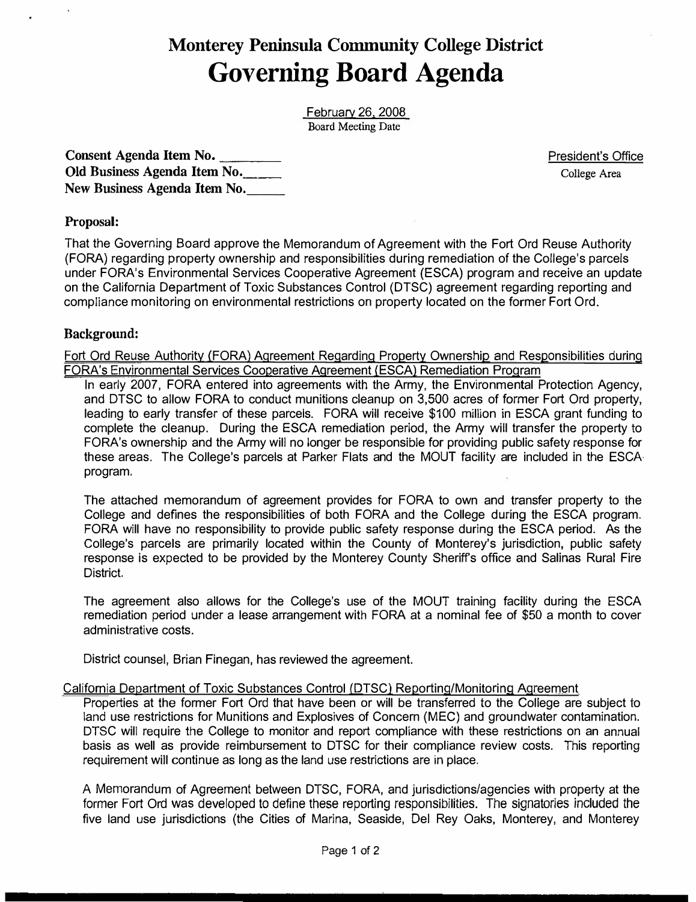# Monterey Peninsula Community College District
# Governing Board Agenda

February 26, 2008
Board Meeting Date

**Consent Agenda Item No.** \_\_\_\_\_\_\_\_
**Old Business Agenda Item No.**\_\_\_\_\_
**New Business Agenda Item No.**\_\_\_\_\_

President's Office
College Area

## Proposal:

That the Governing Board approve the Memorandum of Agreement with the Fort Ord Reuse Authority (FORA) regarding property ownership and responsibilities during remediation of the College's parcels under FORA's Environmental Services Cooperative Agreement (ESCA) program and receive an update on the California Department of Toxic Substances Control (DTSC) agreement regarding reporting and compliance monitoring on environmental restrictions on property located on the former Fort Ord.

## Background:

Fort Ord Reuse Authority (FORA) Agreement Regarding Property Ownership and Responsibilities during FORA's Environmental Services Cooperative Agreement (ESCA) Remediation Program

In early 2007, FORA entered into agreements with the Army, the Environmental Protection Agency, and DTSC to allow FORA to conduct munitions cleanup on 3,500 acres of former Fort Ord property, leading to early transfer of these parcels. FORA will receive $100 million in ESCA grant funding to complete the cleanup. During the ESCA remediation period, the Army will transfer the property to FORA's ownership and the Army will no longer be responsible for providing public safety response for these areas. The College's parcels at Parker Flats and the MOUT facility are included in the ESCA program.

The attached memorandum of agreement provides for FORA to own and transfer property to the College and defines the responsibilities of both FORA and the College during the ESCA program. FORA will have no responsibility to provide public safety response during the ESCA period. As the College's parcels are primarily located within the County of Monterey's jurisdiction, public safety response is expected to be provided by the Monterey County Sheriff's office and Salinas Rural Fire District.

The agreement also allows for the College's use of the MOUT training facility during the ESCA remediation period under a lease arrangement with FORA at a nominal fee of $50 a month to cover administrative costs.

District counsel, Brian Finegan, has reviewed the agreement.

California Department of Toxic Substances Control (DTSC) Reporting/Monitoring Agreement

Properties at the former Fort Ord that have been or will be transferred to the College are subject to land use restrictions for Munitions and Explosives of Concern (MEC) and groundwater contamination. DTSC will require the College to monitor and report compliance with these restrictions on an annual basis as well as provide reimbursement to DTSC for their compliance review costs. This reporting requirement will continue as long as the land use restrictions are in place.

A Memorandum of Agreement between DTSC, FORA, and jurisdictions/agencies with property at the former Fort Ord was developed to define these reporting responsibilities. The signatories included the five land use jurisdictions (the Cities of Marina, Seaside, Del Rey Oaks, Monterey, and Monterey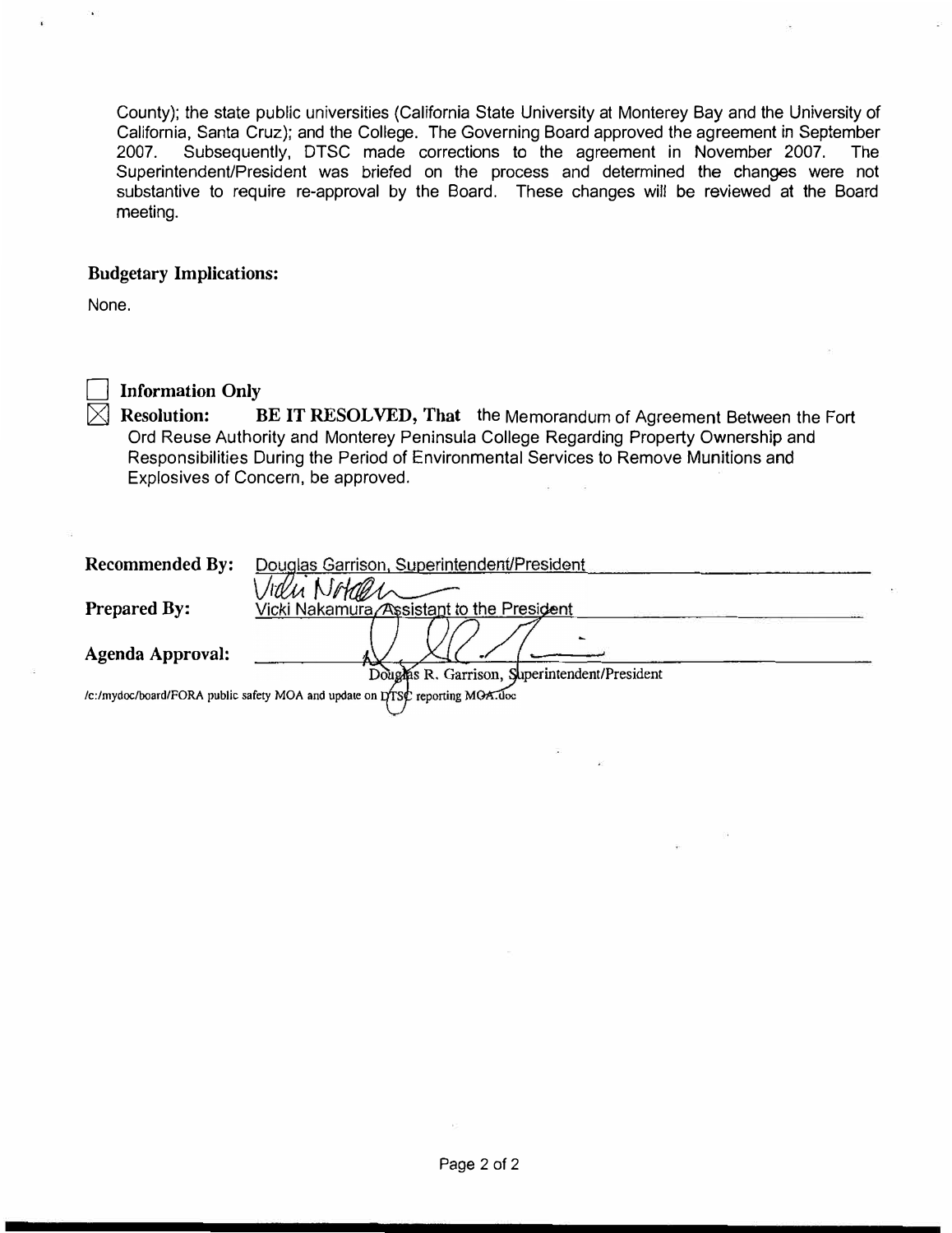County); the state public universities (California State University at Monterey Bay and the University of California, Santa Cruz); and the College. The Governing Board approved the agreement in September 2007. Subsequently, DTSC made corrections to the agreement in November 2007. The Superintendent/President was briefed on the process and determined the changes were not substantive to require re-approval by the Board. These changes will be reviewed at the Board meeting.

**Budgetary Implications:**

None.

☐ **Information Only**

☒ **Resolution:** **BE IT RESOLVED, That** the Memorandum of Agreement Between the Fort Ord Reuse Authority and Monterey Peninsula College Regarding Property Ownership and Responsibilities During the Period of Environmental Services to Remove Munitions and Explosives of Concern, be approved.

**Recommended By:** Douglas Garrison, Superintendent/President

**Prepared By:** Vicki Nakamura, Assistant to the President

**Agenda Approval:** Douglas R. Garrison, Superintendent/President

/c:/mydoc/board/FORA public safety MOA and update on DTSC reporting MOA.doc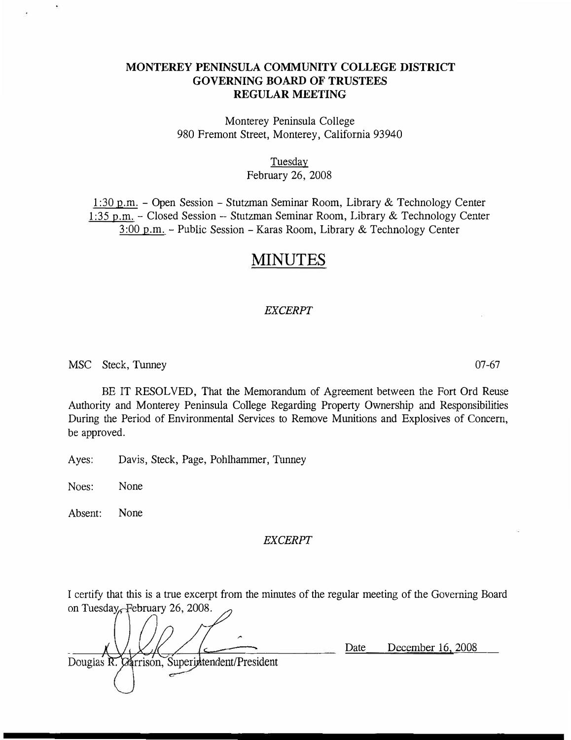**MONTEREY PENINSULA COMMUNITY COLLEGE DISTRICT**
**GOVERNING BOARD OF TRUSTEES**
**REGULAR MEETING**

Monterey Peninsula College
980 Fremont Street, Monterey, California 93940

Tuesday
February 26, 2008

1:30 p.m. – Open Session – Stutzman Seminar Room, Library & Technology Center
1:35 p.m. – Closed Session – Stutzman Seminar Room, Library & Technology Center
3:00 p.m. – Public Session – Karas Room, Library & Technology Center

# MINUTES

*EXCERPT*

MSC Steck, Tunney 07-67

BE IT RESOLVED, That the Memorandum of Agreement between the Fort Ord Reuse Authority and Monterey Peninsula College Regarding Property Ownership and Responsibilities During the Period of Environmental Services to Remove Munitions and Explosives of Concern, be approved.

Ayes: Davis, Steck, Page, Pohlhammer, Tunney

Noes: None

Absent: None

*EXCERPT*

I certify that this is a true excerpt from the minutes of the regular meeting of the Governing Board on Tuesday, February 26, 2008.

Douglas R. Garrison, Superintendent/President

Date December 16, 2008